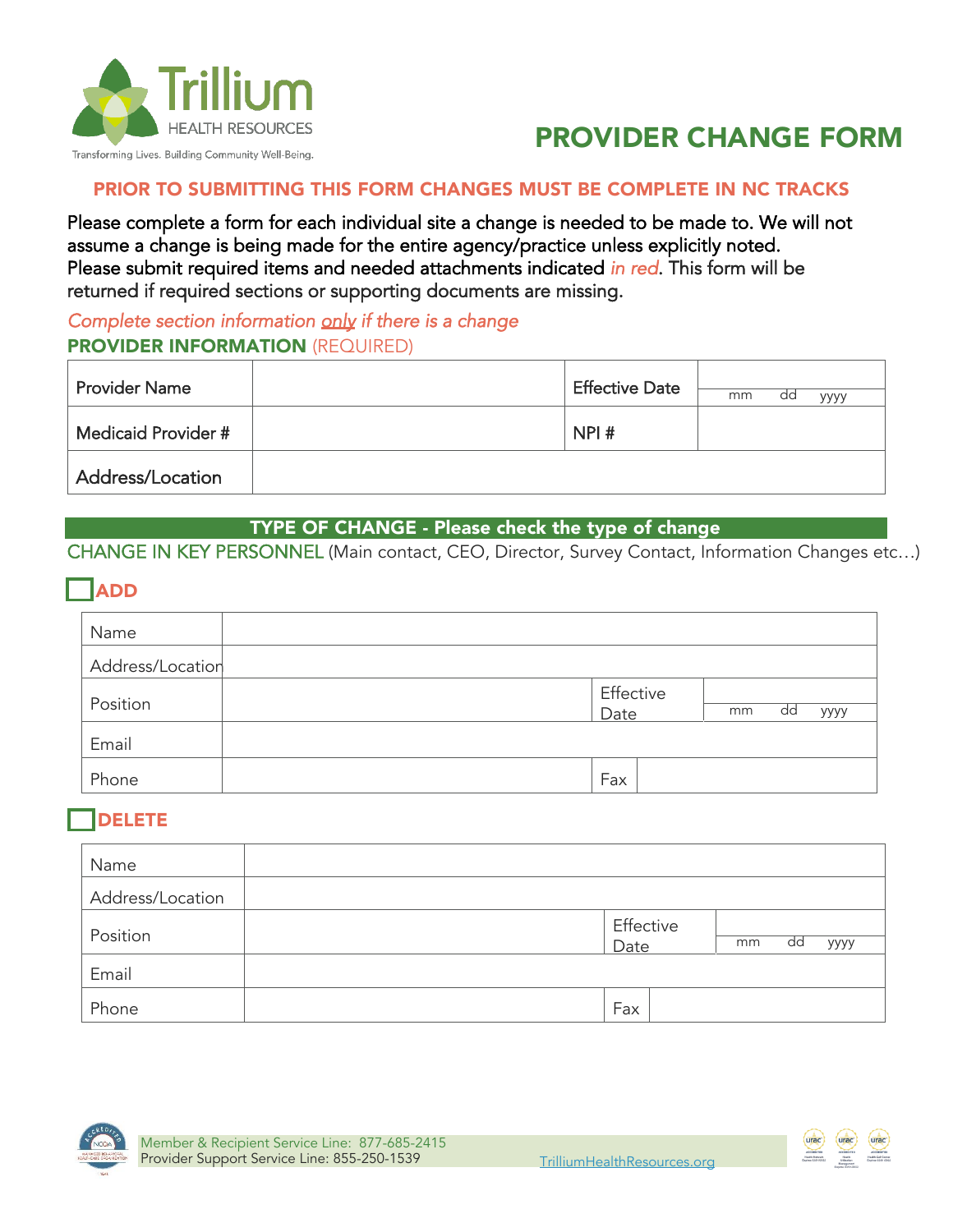Trillium HEALTH RESOURCES

Transforming Lives. Building Community Well-Being.

# PROVIDER CHANGE FORM

**PRIOR TO SUBMITTING THIS FORM CHANGES MUST BE COMPLETE IN NC TRACKS**

Please complete a form for each individual site a change is needed to be made to. We will not assume a change is being made for the entire agency/practice unless explicitly noted. Please submit required items and needed attachments indicated *in red*. This form will be returned if required sections or supporting documents are missing.

*Complete section information only if there is a change*

## PROVIDER INFORMATION (REQUIRED)

| Provider Name | | Effective Date | mm dd yyyy |
|---|---|---|---|
| Medicaid Provider # | | NPI # | |
| Address/Location | | | |

## TYPE OF CHANGE - Please check the type of change

CHANGE IN KEY PERSONNEL (Main contact, CEO, Director, Survey Contact, Information Changes etc…)

☐ **ADD**

| Name | | | |
|---|---|---|---|
| Address/Location | | | |
| Position | | Effective Date | mm dd yyyy |
| Email | | | |
| Phone | | Fax | |

☐ **DELETE**

| Name | | | |
|---|---|---|---|
| Address/Location | | | |
| Position | | Effective Date | mm dd yyyy |
| Email | | | |
| Phone | | Fax | |

Member & Recipient Service Line: 877-685-2415
Provider Support Service Line: 855-250-1539
TrilliumHealthResources.org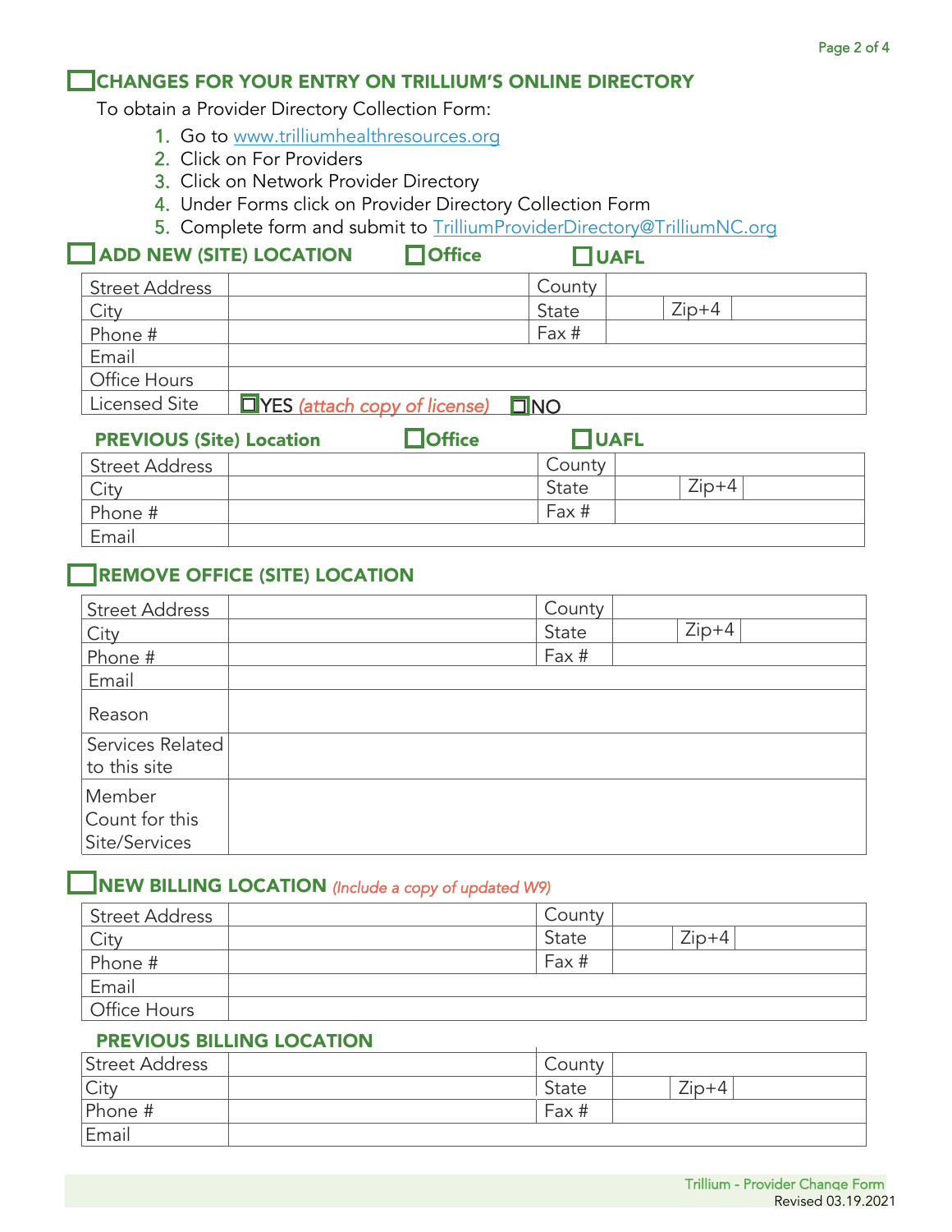## ☐ CHANGES FOR YOUR ENTRY ON TRILLIUM'S ONLINE DIRECTORY

To obtain a Provider Directory Collection Form:

1. Go to www.trilliumhealthresources.org
2. Click on For Providers
3. Click on Network Provider Directory
4. Under Forms click on Provider Directory Collection Form
5. Complete form and submit to TrilliumProviderDirectory@TrilliumNC.org

## ☐ ADD NEW (SITE) LOCATION ☐ Office ☐ UAFL

| Street Address | | County | | | |
|---|---|---|---|---|---|
| City | | State | | Zip+4 | |
| Phone # | | Fax # | | | |
| Email | | | | | |
| Office Hours | | | | | |
| Licensed Site | ☐ YES *(attach copy of license)* ☐ NO | | | | |

### PREVIOUS (Site) Location ☐ Office ☐ UAFL

| Street Address | | County | | | |
|---|---|---|---|---|---|
| City | | State | | Zip+4 | |
| Phone # | | Fax # | | | |
| Email | | | | | |

## ☐ REMOVE OFFICE (SITE) LOCATION

| Street Address | | County | | | |
|---|---|---|---|---|---|
| City | | State | | Zip+4 | |
| Phone # | | Fax # | | | |
| Email | | | | | |
| Reason | | | | | |
| Services Related to this site | | | | | |
| Member Count for this Site/Services | | | | | |

## ☐ NEW BILLING LOCATION *(Include a copy of updated W9)*

| Street Address | | County | | | |
|---|---|---|---|---|---|
| City | | State | | Zip+4 | |
| Phone # | | Fax # | | | |
| Email | | | | | |
| Office Hours | | | | | |

### PREVIOUS BILLING LOCATION

| Street Address | | County | | | |
|---|---|---|---|---|---|
| City | | State | | Zip+4 | |
| Phone # | | Fax # | | | |
| Email | | | | | |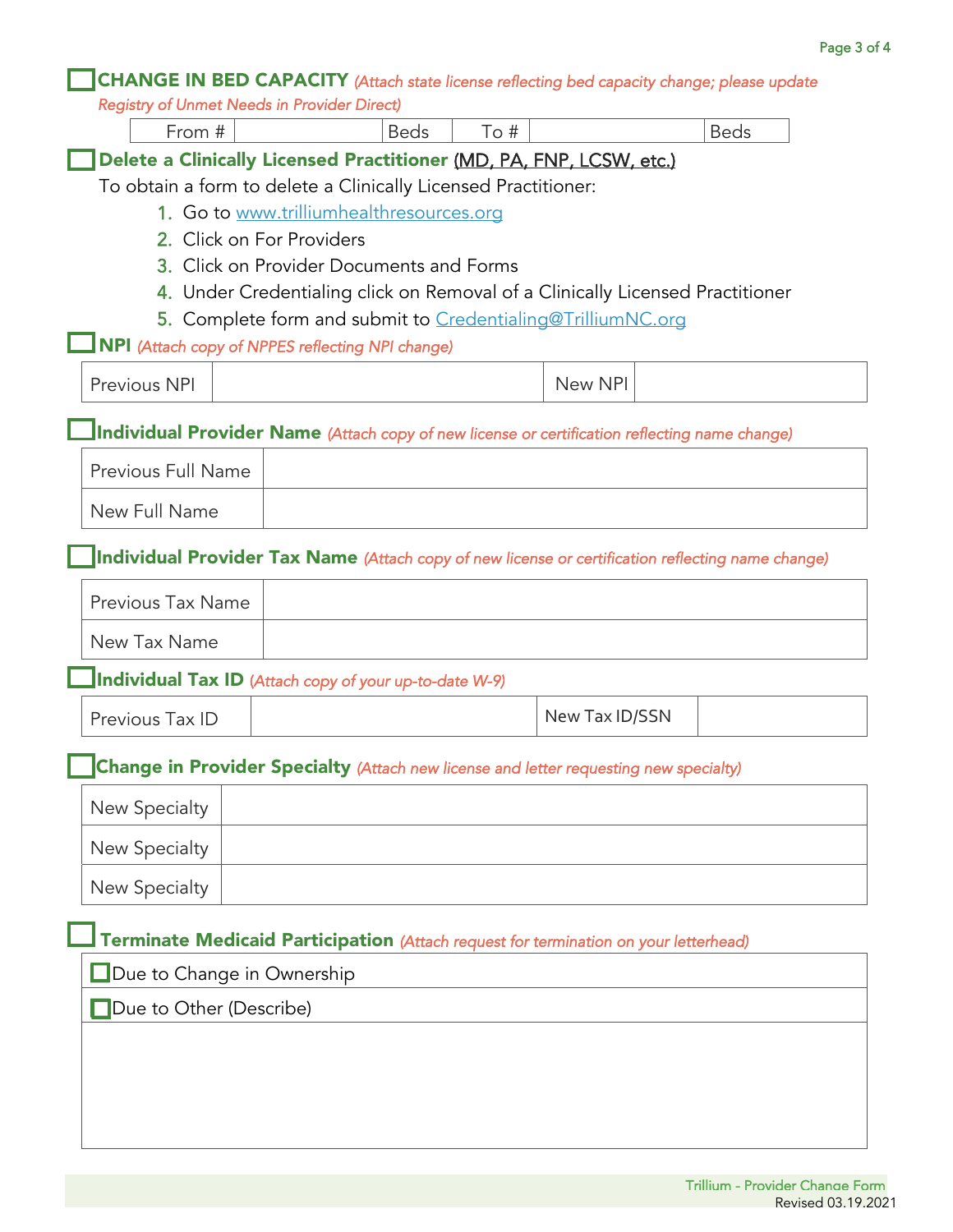## ☐ CHANGE IN BED CAPACITY *(Attach state license reflecting bed capacity change; please update Registry of Unmet Needs in Provider Direct)*

| From # | | Beds | To # | | Beds |
|---|---|---|---|---|---|

## ☐ Delete a Clinically Licensed Practitioner (MD, PA, FNP, LCSW, etc.)

To obtain a form to delete a Clinically Licensed Practitioner:

1. Go to www.trilliumhealthresources.org
2. Click on For Providers
3. Click on Provider Documents and Forms
4. Under Credentialing click on Removal of a Clinically Licensed Practitioner
5. Complete form and submit to Credentialing@TrilliumNC.org

## ☐ NPI *(Attach copy of NPPES reflecting NPI change)*

| Previous NPI | | New NPI | |
|---|---|---|---|

## ☐ Individual Provider Name *(Attach copy of new license or certification reflecting name change)*

| | |
|---|---|
| Previous Full Name | |
| New Full Name | |

## ☐ Individual Provider Tax Name *(Attach copy of new license or certification reflecting name change)*

| | |
|---|---|
| Previous Tax Name | |
| New Tax Name | |

## ☐ Individual Tax ID *(Attach copy of your up-to-date W-9)*

| Previous Tax ID | | New Tax ID/SSN | |
|---|---|---|---|

## ☐ Change in Provider Specialty *(Attach new license and letter requesting new specialty)*

| | |
|---|---|
| New Specialty | |
| New Specialty | |
| New Specialty | |

## ☐ Terminate Medicaid Participation *(Attach request for termination on your letterhead)*

| |
|---|
| ☐ Due to Change in Ownership |
| ☐ Due to Other (Describe) |
| |

Trillium - Provider Change Form
Revised 03.19.2021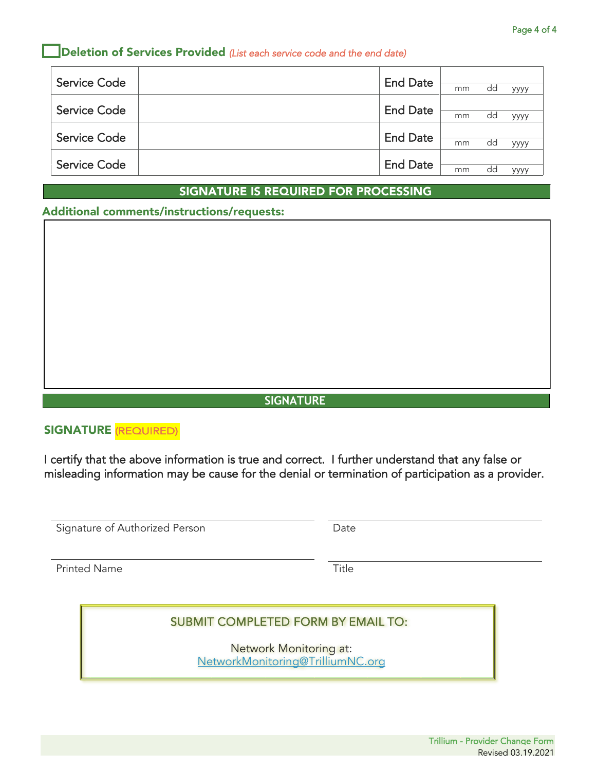## ☐ Deletion of Services Provided *(List each service code and the end date)*

| | | | |
|---|---|---|---|
| Service Code | | End Date | mm dd yyyy |
| Service Code | | End Date | mm dd yyyy |
| Service Code | | End Date | mm dd yyyy |
| Service Code | | End Date | mm dd yyyy |

**SIGNATURE IS REQUIRED FOR PROCESSING**

**Additional comments/instructions/requests:**

**SIGNATURE**

**SIGNATURE** (REQUIRED)

I certify that the above information is true and correct. I further understand that any false or misleading information may be cause for the denial or termination of participation as a provider.

Signature of Authorized Person ____________________ Date ____________________

Printed Name ____________________ Title ____________________

SUBMIT COMPLETED FORM BY EMAIL TO:

Network Monitoring at:
NetworkMonitoring@TrilliumNC.org

Trillium - Provider Change Form
Revised 03.19.2021